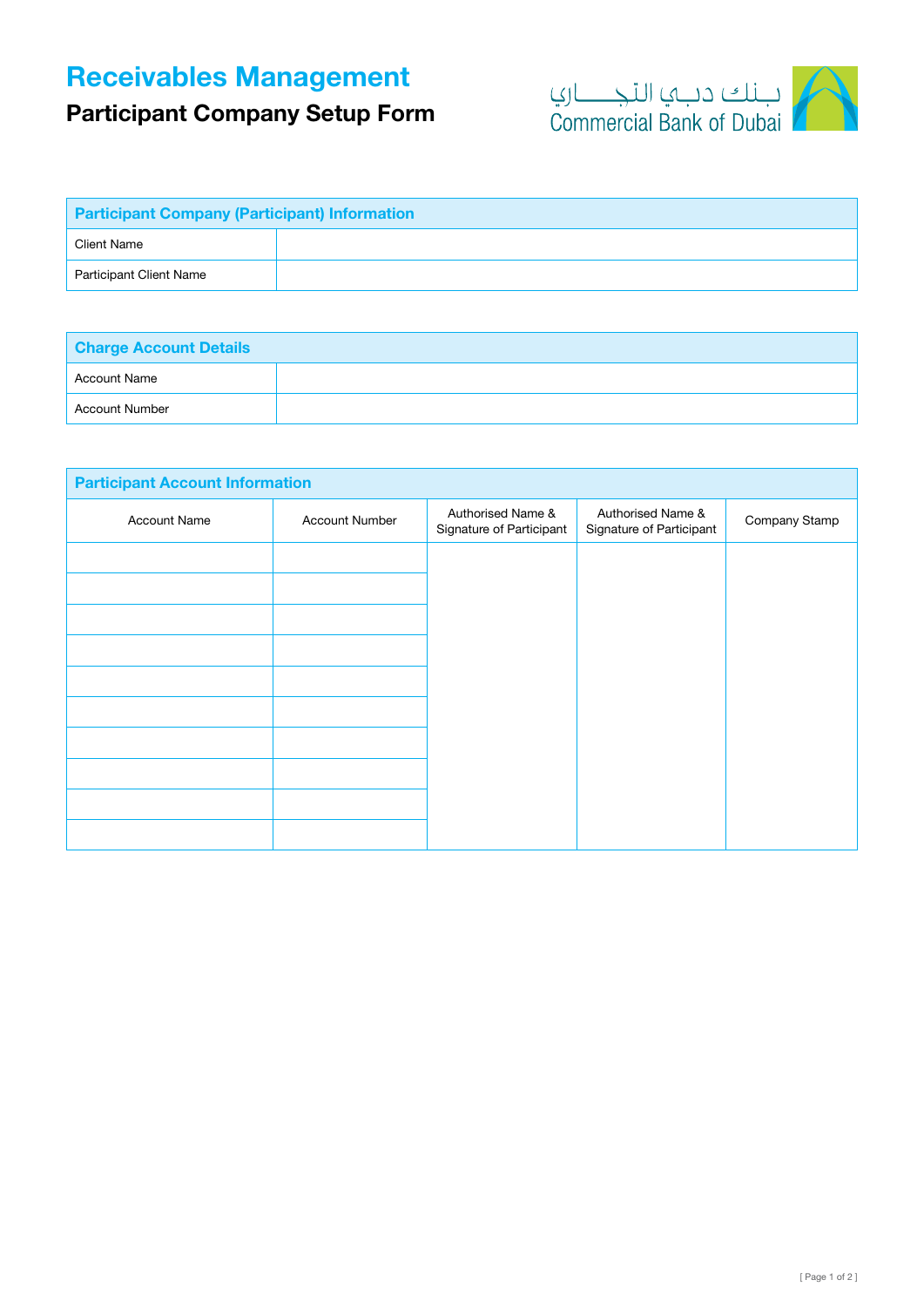# Receivables Management

## Participant Company Setup Form

بـنك دبـي التجـــاري
Commercial Bank of Dubai

| Participant Company (Participant) Information | |
|---|---|
| Client Name | |
| Participant Client Name | |

| Charge Account Details | |
|---|---|
| Account Name | |
| Account Number | |

**Participant Account Information**

| Account Name | Account Number | Authorised Name & Signature of Participant | Authorised Name & Signature of Participant | Company Stamp |
|---|---|---|---|---|
| | | | | |
| | | | | |
| | | | | |
| | | | | |
| | | | | |
| | | | | |
| | | | | |
| | | | | |
| | | | | |
| | | | | |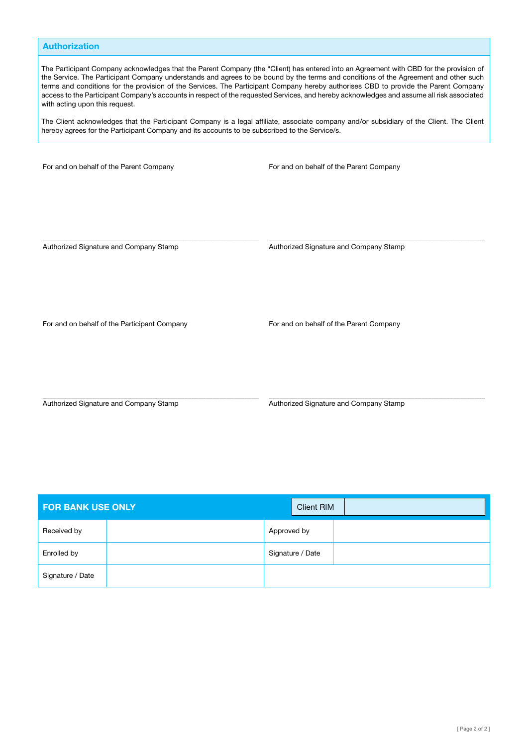## Authorization

The Participant Company acknowledges that the Parent Company (the "Client) has entered into an Agreement with CBD for the provision of the Service. The Participant Company understands and agrees to be bound by the terms and conditions of the Agreement and other such terms and conditions for the provision of the Services. The Participant Company hereby authorises CBD to provide the Parent Company access to the Participant Company's accounts in respect of the requested Services, and hereby acknowledges and assume all risk associated with acting upon this request.

The Client acknowledges that the Participant Company is a legal affiliate, associate company and/or subsidiary of the Client. The Client hereby agrees for the Participant Company and its accounts to be subscribed to the Service/s.

For and on behalf of the Parent Company

\_\_\_\_\_\_\_\_\_\_\_\_\_\_\_\_\_\_\_\_\_\_\_\_\_\_\_\_\_\_\_\_\_\_\_\_\_\_\_\_

Authorized Signature and Company Stamp

For and on behalf of the Parent Company

\_\_\_\_\_\_\_\_\_\_\_\_\_\_\_\_\_\_\_\_\_\_\_\_\_\_\_\_\_\_\_\_\_\_\_\_\_\_\_\_

Authorized Signature and Company Stamp

For and on behalf of the Participant Company

\_\_\_\_\_\_\_\_\_\_\_\_\_\_\_\_\_\_\_\_\_\_\_\_\_\_\_\_\_\_\_\_\_\_\_\_\_\_\_\_

Authorized Signature and Company Stamp

For and on behalf of the Parent Company

\_\_\_\_\_\_\_\_\_\_\_\_\_\_\_\_\_\_\_\_\_\_\_\_\_\_\_\_\_\_\_\_\_\_\_\_\_\_\_\_

Authorized Signature and Company Stamp

| FOR BANK USE ONLY | | Client RIM | |
|---|---|---|---|
| Received by | | Approved by | |
| Enrolled by | | Signature / Date | |
| Signature / Date | | | |